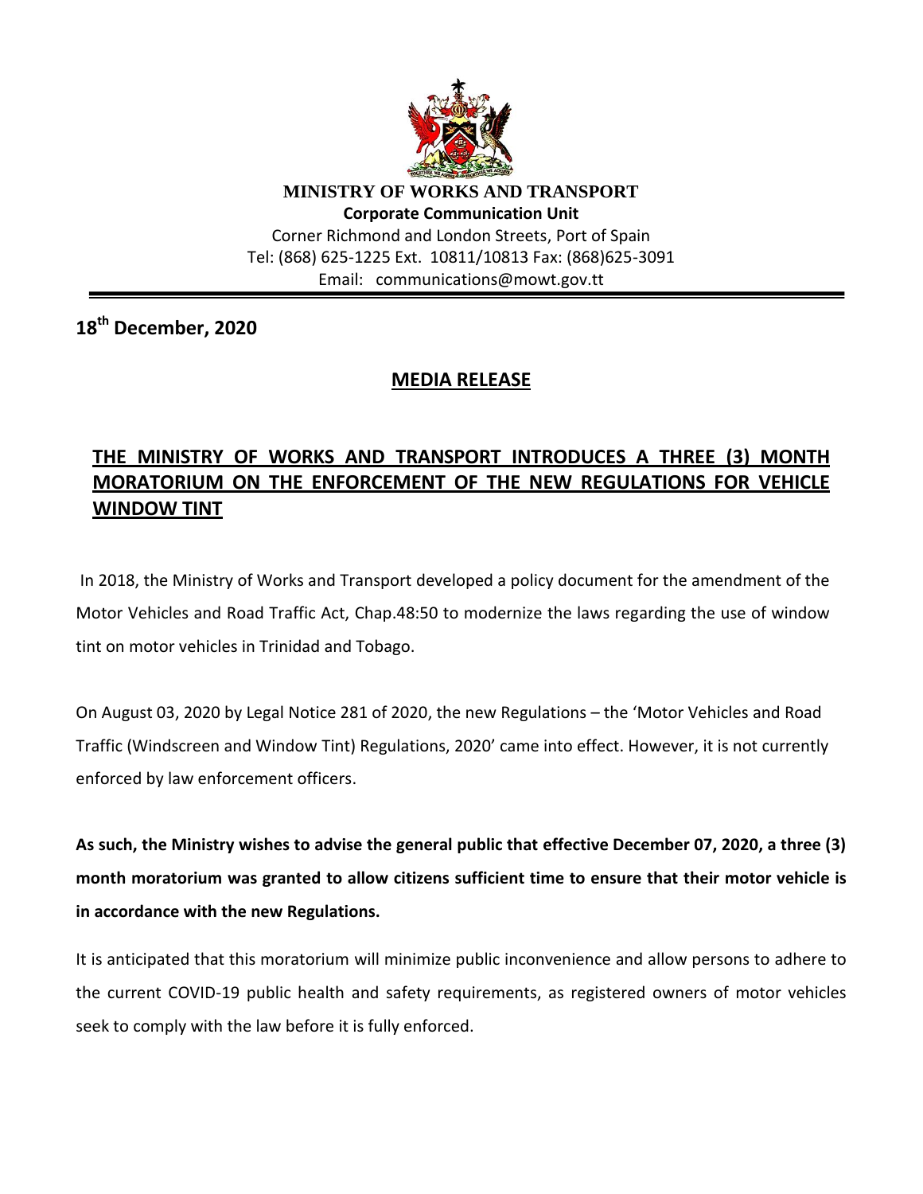**MINISTRY OF WORKS AND TRANSPORT**

**Corporate Communication Unit**

Corner Richmond and London Streets, Port of Spain

Tel: (868) 625-1225 Ext. 10811/10813 Fax: (868)625-3091

Email: communications@mowt.gov.tt

---

**18th December, 2020**

## MEDIA RELEASE

## THE MINISTRY OF WORKS AND TRANSPORT INTRODUCES A THREE (3) MONTH MORATORIUM ON THE ENFORCEMENT OF THE NEW REGULATIONS FOR VEHICLE WINDOW TINT

In 2018, the Ministry of Works and Transport developed a policy document for the amendment of the Motor Vehicles and Road Traffic Act, Chap.48:50 to modernize the laws regarding the use of window tint on motor vehicles in Trinidad and Tobago.

On August 03, 2020 by Legal Notice 281 of 2020, the new Regulations – the 'Motor Vehicles and Road Traffic (Windscreen and Window Tint) Regulations, 2020' came into effect. However, it is not currently enforced by law enforcement officers.

**As such, the Ministry wishes to advise the general public that effective December 07, 2020, a three (3) month moratorium was granted to allow citizens sufficient time to ensure that their motor vehicle is in accordance with the new Regulations.**

It is anticipated that this moratorium will minimize public inconvenience and allow persons to adhere to the current COVID-19 public health and safety requirements, as registered owners of motor vehicles seek to comply with the law before it is fully enforced.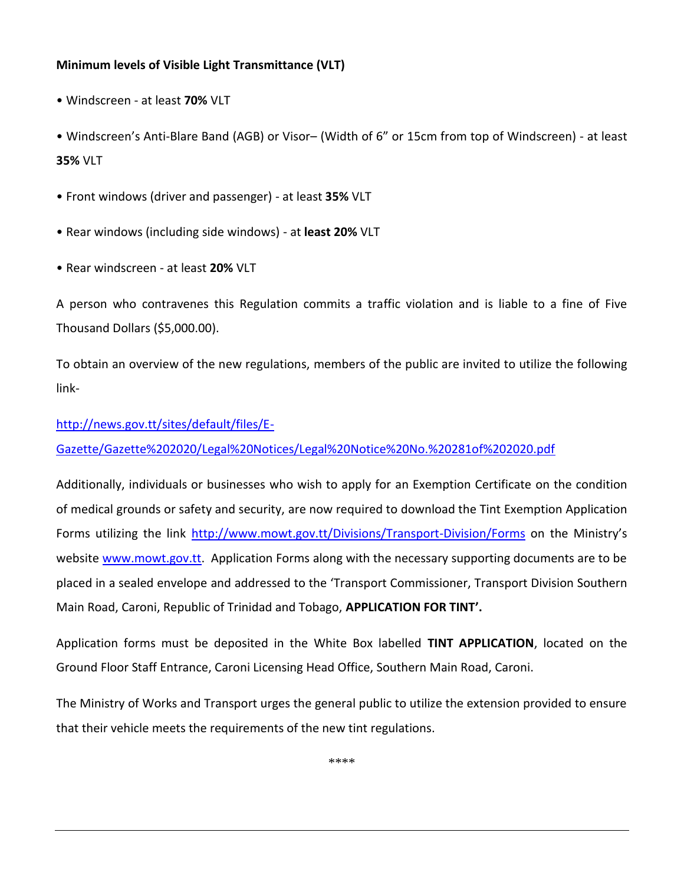**Minimum levels of Visible Light Transmittance (VLT)**

- Windscreen - at least **70%** VLT
- Windscreen's Anti-Blare Band (AGB) or Visor– (Width of 6" or 15cm from top of Windscreen) - at least **35%** VLT
- Front windows (driver and passenger) - at least **35%** VLT
- Rear windows (including side windows) - at **least 20%** VLT
- Rear windscreen - at least **20%** VLT

A person who contravenes this Regulation commits a traffic violation and is liable to a fine of Five Thousand Dollars ($5,000.00).

To obtain an overview of the new regulations, members of the public are invited to utilize the following link-

http://news.gov.tt/sites/default/files/E-Gazette/Gazette%202020/Legal%20Notices/Legal%20Notice%20No.%20281of%202020.pdf

Additionally, individuals or businesses who wish to apply for an Exemption Certificate on the condition of medical grounds or safety and security, are now required to download the Tint Exemption Application Forms utilizing the link http://www.mowt.gov.tt/Divisions/Transport-Division/Forms on the Ministry's website www.mowt.gov.tt. Application Forms along with the necessary supporting documents are to be placed in a sealed envelope and addressed to the 'Transport Commissioner, Transport Division Southern Main Road, Caroni, Republic of Trinidad and Tobago, **APPLICATION FOR TINT'.**

Application forms must be deposited in the White Box labelled **TINT APPLICATION**, located on the Ground Floor Staff Entrance, Caroni Licensing Head Office, Southern Main Road, Caroni.

The Ministry of Works and Transport urges the general public to utilize the extension provided to ensure that their vehicle meets the requirements of the new tint regulations.

****